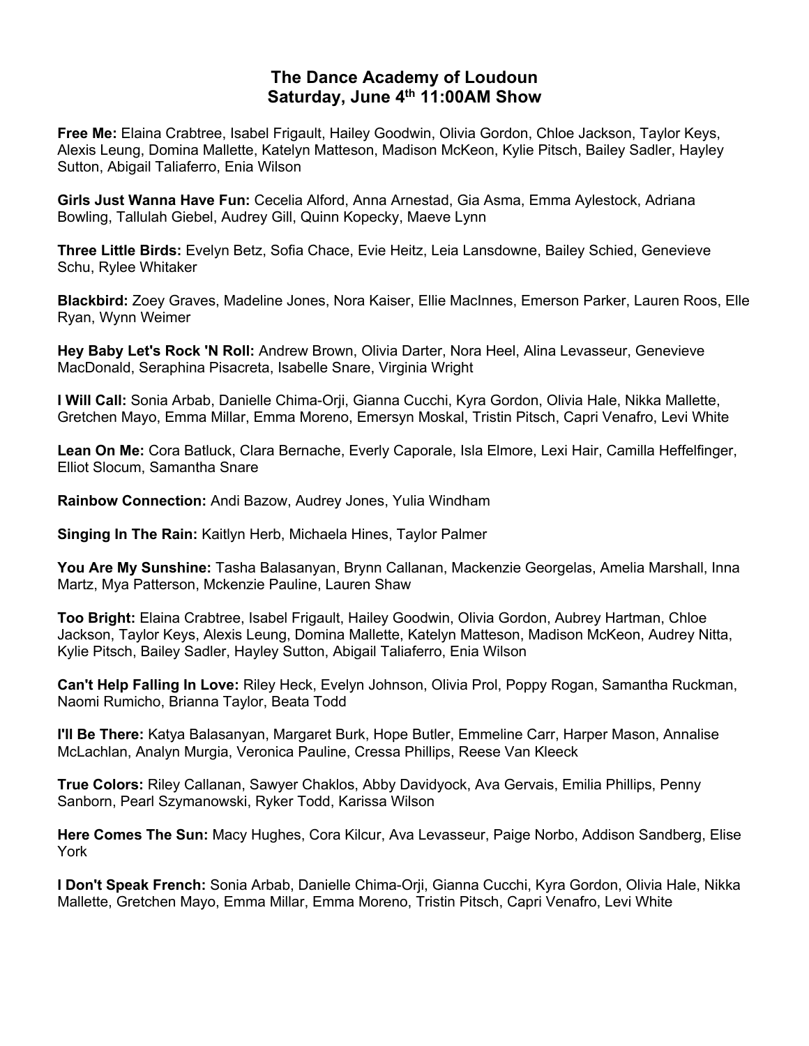# The Dance Academy of Loudoun
# Saturday, June 4th 11:00AM Show

**Free Me:** Elaina Crabtree, Isabel Frigault, Hailey Goodwin, Olivia Gordon, Chloe Jackson, Taylor Keys, Alexis Leung, Domina Mallette, Katelyn Matteson, Madison McKeon, Kylie Pitsch, Bailey Sadler, Hayley Sutton, Abigail Taliaferro, Enia Wilson

**Girls Just Wanna Have Fun:** Cecelia Alford, Anna Arnestad, Gia Asma, Emma Aylestock, Adriana Bowling, Tallulah Giebel, Audrey Gill, Quinn Kopecky, Maeve Lynn

**Three Little Birds:** Evelyn Betz, Sofia Chace, Evie Heitz, Leia Lansdowne, Bailey Schied, Genevieve Schu, Rylee Whitaker

**Blackbird:** Zoey Graves, Madeline Jones, Nora Kaiser, Ellie MacInnes, Emerson Parker, Lauren Roos, Elle Ryan, Wynn Weimer

**Hey Baby Let's Rock 'N Roll:** Andrew Brown, Olivia Darter, Nora Heel, Alina Levasseur, Genevieve MacDonald, Seraphina Pisacreta, Isabelle Snare, Virginia Wright

**I Will Call:** Sonia Arbab, Danielle Chima-Orji, Gianna Cucchi, Kyra Gordon, Olivia Hale, Nikka Mallette, Gretchen Mayo, Emma Millar, Emma Moreno, Emersyn Moskal, Tristin Pitsch, Capri Venafro, Levi White

**Lean On Me:** Cora Batluck, Clara Bernache, Everly Caporale, Isla Elmore, Lexi Hair, Camilla Heffelfinger, Elliot Slocum, Samantha Snare

**Rainbow Connection:** Andi Bazow, Audrey Jones, Yulia Windham

**Singing In The Rain:** Kaitlyn Herb, Michaela Hines, Taylor Palmer

**You Are My Sunshine:** Tasha Balasanyan, Brynn Callanan, Mackenzie Georgelas, Amelia Marshall, Inna Martz, Mya Patterson, Mckenzie Pauline, Lauren Shaw

**Too Bright:** Elaina Crabtree, Isabel Frigault, Hailey Goodwin, Olivia Gordon, Aubrey Hartman, Chloe Jackson, Taylor Keys, Alexis Leung, Domina Mallette, Katelyn Matteson, Madison McKeon, Audrey Nitta, Kylie Pitsch, Bailey Sadler, Hayley Sutton, Abigail Taliaferro, Enia Wilson

**Can't Help Falling In Love:** Riley Heck, Evelyn Johnson, Olivia Prol, Poppy Rogan, Samantha Ruckman, Naomi Rumicho, Brianna Taylor, Beata Todd

**I'll Be There:** Katya Balasanyan, Margaret Burk, Hope Butler, Emmeline Carr, Harper Mason, Annalise McLachlan, Analyn Murgia, Veronica Pauline, Cressa Phillips, Reese Van Kleeck

**True Colors:** Riley Callanan, Sawyer Chaklos, Abby Davidyock, Ava Gervais, Emilia Phillips, Penny Sanborn, Pearl Szymanowski, Ryker Todd, Karissa Wilson

**Here Comes The Sun:** Macy Hughes, Cora Kilcur, Ava Levasseur, Paige Norbo, Addison Sandberg, Elise York

**I Don't Speak French:** Sonia Arbab, Danielle Chima-Orji, Gianna Cucchi, Kyra Gordon, Olivia Hale, Nikka Mallette, Gretchen Mayo, Emma Millar, Emma Moreno, Tristin Pitsch, Capri Venafro, Levi White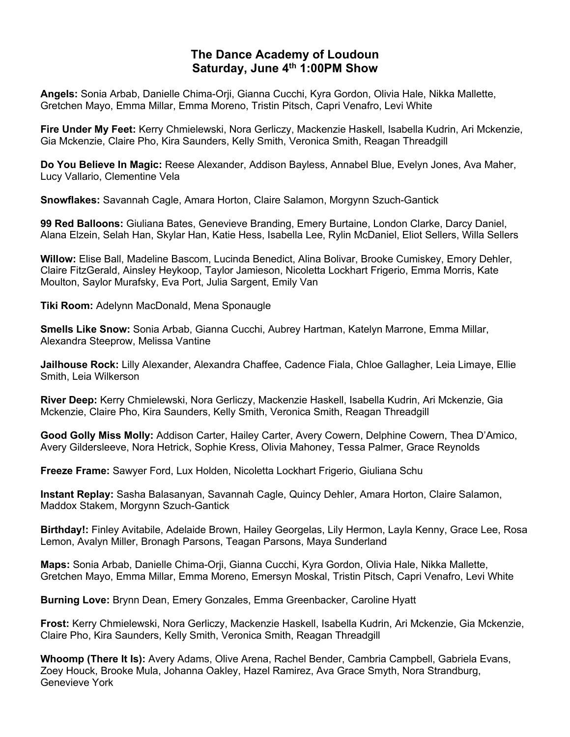# The Dance Academy of Loudoun
## Saturday, June 4th 1:00PM Show

**Angels:** Sonia Arbab, Danielle Chima-Orji, Gianna Cucchi, Kyra Gordon, Olivia Hale, Nikka Mallette, Gretchen Mayo, Emma Millar, Emma Moreno, Tristin Pitsch, Capri Venafro, Levi White

**Fire Under My Feet:** Kerry Chmielewski, Nora Gerliczy, Mackenzie Haskell, Isabella Kudrin, Ari Mckenzie, Gia Mckenzie, Claire Pho, Kira Saunders, Kelly Smith, Veronica Smith, Reagan Threadgill

**Do You Believe In Magic:** Reese Alexander, Addison Bayless, Annabel Blue, Evelyn Jones, Ava Maher, Lucy Vallario, Clementine Vela

**Snowflakes:** Savannah Cagle, Amara Horton, Claire Salamon, Morgynn Szuch-Gantick

**99 Red Balloons:** Giuliana Bates, Genevieve Branding, Emery Burtaine, London Clarke, Darcy Daniel, Alana Elzein, Selah Han, Skylar Han, Katie Hess, Isabella Lee, Rylin McDaniel, Eliot Sellers, Willa Sellers

**Willow:** Elise Ball, Madeline Bascom, Lucinda Benedict, Alina Bolivar, Brooke Cumiskey, Emory Dehler, Claire FitzGerald, Ainsley Heykoop, Taylor Jamieson, Nicoletta Lockhart Frigerio, Emma Morris, Kate Moulton, Saylor Murafsky, Eva Port, Julia Sargent, Emily Van

**Tiki Room:** Adelynn MacDonald, Mena Sponaugle

**Smells Like Snow:** Sonia Arbab, Gianna Cucchi, Aubrey Hartman, Katelyn Marrone, Emma Millar, Alexandra Steeprow, Melissa Vantine

**Jailhouse Rock:** Lilly Alexander, Alexandra Chaffee, Cadence Fiala, Chloe Gallagher, Leia Limaye, Ellie Smith, Leia Wilkerson

**River Deep:** Kerry Chmielewski, Nora Gerliczy, Mackenzie Haskell, Isabella Kudrin, Ari Mckenzie, Gia Mckenzie, Claire Pho, Kira Saunders, Kelly Smith, Veronica Smith, Reagan Threadgill

**Good Golly Miss Molly:** Addison Carter, Hailey Carter, Avery Cowern, Delphine Cowern, Thea D'Amico, Avery Gildersleeve, Nora Hetrick, Sophie Kress, Olivia Mahoney, Tessa Palmer, Grace Reynolds

**Freeze Frame:** Sawyer Ford, Lux Holden, Nicoletta Lockhart Frigerio, Giuliana Schu

**Instant Replay:** Sasha Balasanyan, Savannah Cagle, Quincy Dehler, Amara Horton, Claire Salamon, Maddox Stakem, Morgynn Szuch-Gantick

**Birthday!:** Finley Avitabile, Adelaide Brown, Hailey Georgelas, Lily Hermon, Layla Kenny, Grace Lee, Rosa Lemon, Avalyn Miller, Bronagh Parsons, Teagan Parsons, Maya Sunderland

**Maps:** Sonia Arbab, Danielle Chima-Orji, Gianna Cucchi, Kyra Gordon, Olivia Hale, Nikka Mallette, Gretchen Mayo, Emma Millar, Emma Moreno, Emersyn Moskal, Tristin Pitsch, Capri Venafro, Levi White

**Burning Love:** Brynn Dean, Emery Gonzales, Emma Greenbacker, Caroline Hyatt

**Frost:** Kerry Chmielewski, Nora Gerliczy, Mackenzie Haskell, Isabella Kudrin, Ari Mckenzie, Gia Mckenzie, Claire Pho, Kira Saunders, Kelly Smith, Veronica Smith, Reagan Threadgill

**Whoomp (There It Is):** Avery Adams, Olive Arena, Rachel Bender, Cambria Campbell, Gabriela Evans, Zoey Houck, Brooke Mula, Johanna Oakley, Hazel Ramirez, Ava Grace Smyth, Nora Strandburg, Genevieve York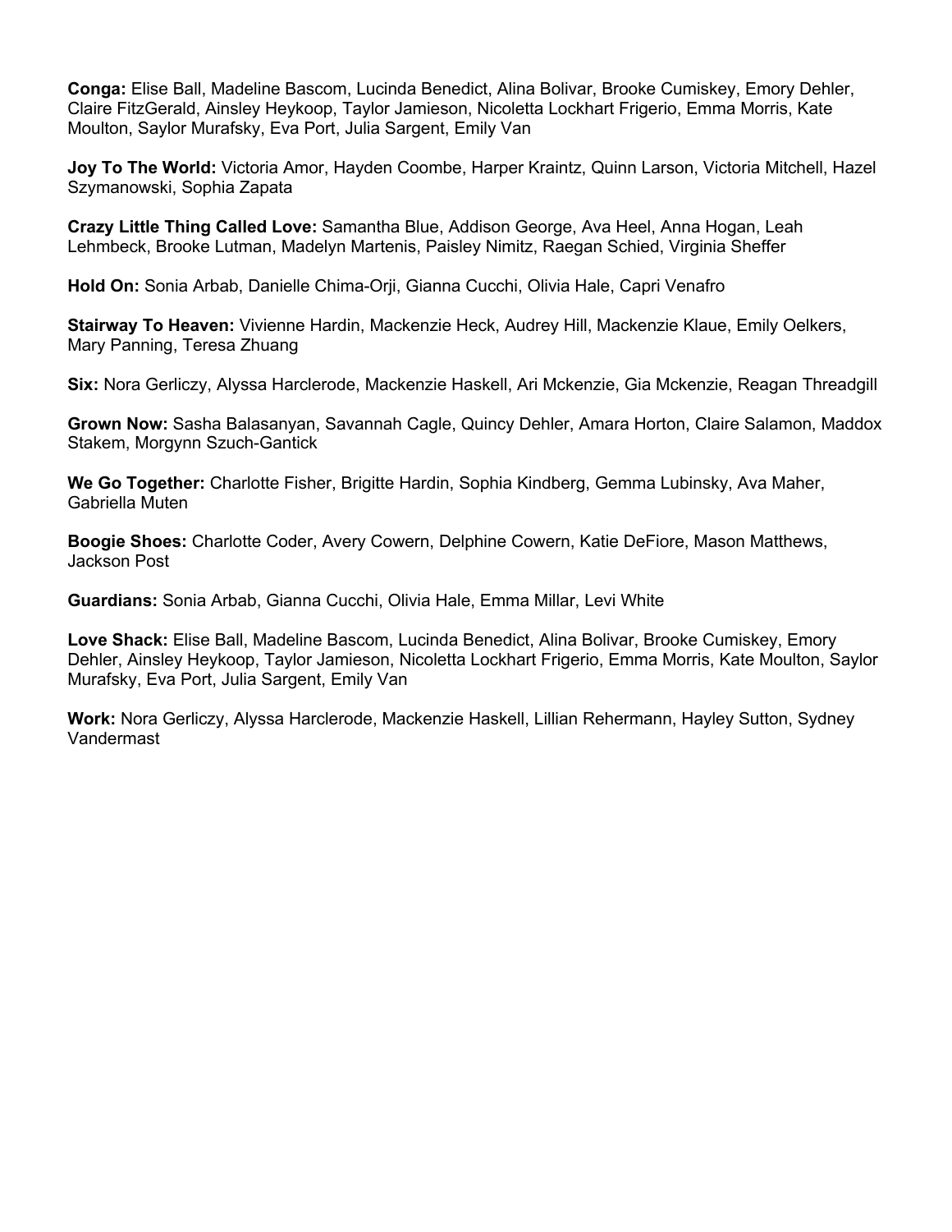**Conga:** Elise Ball, Madeline Bascom, Lucinda Benedict, Alina Bolivar, Brooke Cumiskey, Emory Dehler, Claire FitzGerald, Ainsley Heykoop, Taylor Jamieson, Nicoletta Lockhart Frigerio, Emma Morris, Kate Moulton, Saylor Murafsky, Eva Port, Julia Sargent, Emily Van

**Joy To The World:** Victoria Amor, Hayden Coombe, Harper Kraintz, Quinn Larson, Victoria Mitchell, Hazel Szymanowski, Sophia Zapata

**Crazy Little Thing Called Love:** Samantha Blue, Addison George, Ava Heel, Anna Hogan, Leah Lehmbeck, Brooke Lutman, Madelyn Martenis, Paisley Nimitz, Raegan Schied, Virginia Sheffer

**Hold On:** Sonia Arbab, Danielle Chima-Orji, Gianna Cucchi, Olivia Hale, Capri Venafro

**Stairway To Heaven:** Vivienne Hardin, Mackenzie Heck, Audrey Hill, Mackenzie Klaue, Emily Oelkers, Mary Panning, Teresa Zhuang

**Six:** Nora Gerliczy, Alyssa Harclerode, Mackenzie Haskell, Ari Mckenzie, Gia Mckenzie, Reagan Threadgill

**Grown Now:** Sasha Balasanyan, Savannah Cagle, Quincy Dehler, Amara Horton, Claire Salamon, Maddox Stakem, Morgynn Szuch-Gantick

**We Go Together:** Charlotte Fisher, Brigitte Hardin, Sophia Kindberg, Gemma Lubinsky, Ava Maher, Gabriella Muten

**Boogie Shoes:** Charlotte Coder, Avery Cowern, Delphine Cowern, Katie DeFiore, Mason Matthews, Jackson Post

**Guardians:** Sonia Arbab, Gianna Cucchi, Olivia Hale, Emma Millar, Levi White

**Love Shack:** Elise Ball, Madeline Bascom, Lucinda Benedict, Alina Bolivar, Brooke Cumiskey, Emory Dehler, Ainsley Heykoop, Taylor Jamieson, Nicoletta Lockhart Frigerio, Emma Morris, Kate Moulton, Saylor Murafsky, Eva Port, Julia Sargent, Emily Van

**Work:** Nora Gerliczy, Alyssa Harclerode, Mackenzie Haskell, Lillian Rehermann, Hayley Sutton, Sydney Vandermast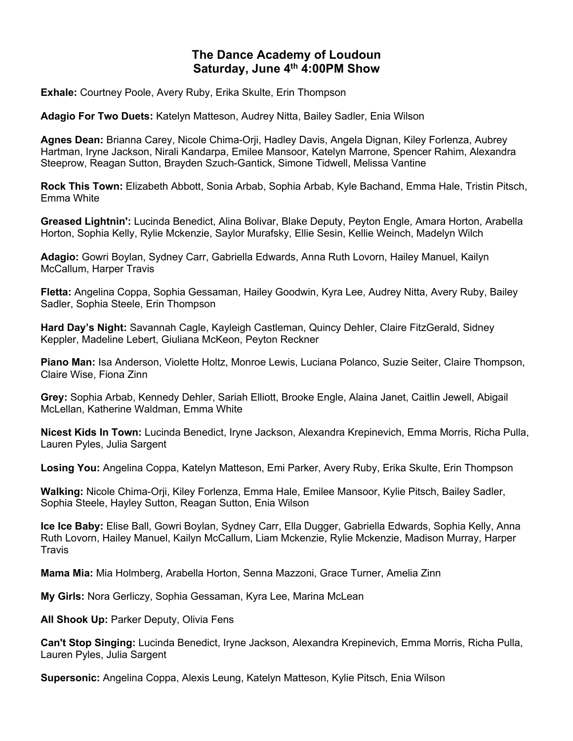# The Dance Academy of Loudoun
## Saturday, June 4th 4:00PM Show

**Exhale:** Courtney Poole, Avery Ruby, Erika Skulte, Erin Thompson

**Adagio For Two Duets:** Katelyn Matteson, Audrey Nitta, Bailey Sadler, Enia Wilson

**Agnes Dean:** Brianna Carey, Nicole Chima-Orji, Hadley Davis, Angela Dignan, Kiley Forlenza, Aubrey Hartman, Iryne Jackson, Nirali Kandarpa, Emilee Mansoor, Katelyn Marrone, Spencer Rahim, Alexandra Steeprow, Reagan Sutton, Brayden Szuch-Gantick, Simone Tidwell, Melissa Vantine

**Rock This Town:** Elizabeth Abbott, Sonia Arbab, Sophia Arbab, Kyle Bachand, Emma Hale, Tristin Pitsch, Emma White

**Greased Lightnin':** Lucinda Benedict, Alina Bolivar, Blake Deputy, Peyton Engle, Amara Horton, Arabella Horton, Sophia Kelly, Rylie Mckenzie, Saylor Murafsky, Ellie Sesin, Kellie Weinch, Madelyn Wilch

**Adagio:** Gowri Boylan, Sydney Carr, Gabriella Edwards, Anna Ruth Lovorn, Hailey Manuel, Kailyn McCallum, Harper Travis

**Fletta:** Angelina Coppa, Sophia Gessaman, Hailey Goodwin, Kyra Lee, Audrey Nitta, Avery Ruby, Bailey Sadler, Sophia Steele, Erin Thompson

**Hard Day's Night:** Savannah Cagle, Kayleigh Castleman, Quincy Dehler, Claire FitzGerald, Sidney Keppler, Madeline Lebert, Giuliana McKeon, Peyton Reckner

**Piano Man:** Isa Anderson, Violette Holtz, Monroe Lewis, Luciana Polanco, Suzie Seiter, Claire Thompson, Claire Wise, Fiona Zinn

**Grey:** Sophia Arbab, Kennedy Dehler, Sariah Elliott, Brooke Engle, Alaina Janet, Caitlin Jewell, Abigail McLellan, Katherine Waldman, Emma White

**Nicest Kids In Town:** Lucinda Benedict, Iryne Jackson, Alexandra Krepinevich, Emma Morris, Richa Pulla, Lauren Pyles, Julia Sargent

**Losing You:** Angelina Coppa, Katelyn Matteson, Emi Parker, Avery Ruby, Erika Skulte, Erin Thompson

**Walking:** Nicole Chima-Orji, Kiley Forlenza, Emma Hale, Emilee Mansoor, Kylie Pitsch, Bailey Sadler, Sophia Steele, Hayley Sutton, Reagan Sutton, Enia Wilson

**Ice Ice Baby:** Elise Ball, Gowri Boylan, Sydney Carr, Ella Dugger, Gabriella Edwards, Sophia Kelly, Anna Ruth Lovorn, Hailey Manuel, Kailyn McCallum, Liam Mckenzie, Rylie Mckenzie, Madison Murray, Harper Travis

**Mama Mia:** Mia Holmberg, Arabella Horton, Senna Mazzoni, Grace Turner, Amelia Zinn

**My Girls:** Nora Gerliczy, Sophia Gessaman, Kyra Lee, Marina McLean

**All Shook Up:** Parker Deputy, Olivia Fens

**Can't Stop Singing:** Lucinda Benedict, Iryne Jackson, Alexandra Krepinevich, Emma Morris, Richa Pulla, Lauren Pyles, Julia Sargent

**Supersonic:** Angelina Coppa, Alexis Leung, Katelyn Matteson, Kylie Pitsch, Enia Wilson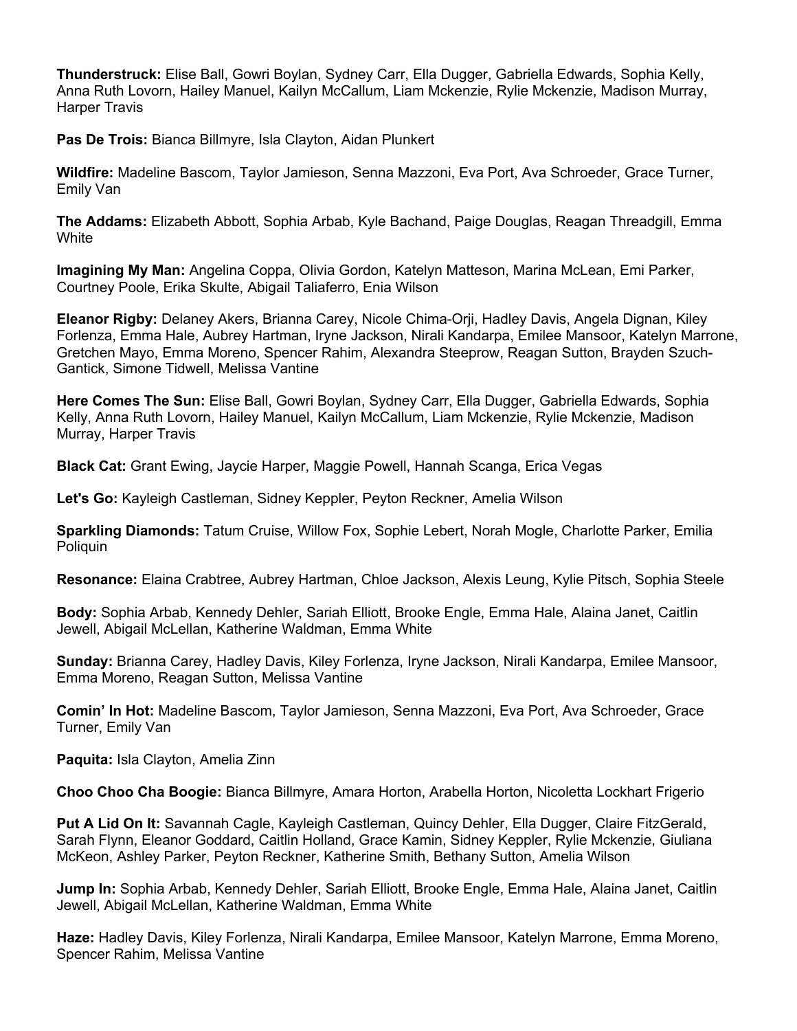**Thunderstruck:** Elise Ball, Gowri Boylan, Sydney Carr, Ella Dugger, Gabriella Edwards, Sophia Kelly, Anna Ruth Lovorn, Hailey Manuel, Kailyn McCallum, Liam Mckenzie, Rylie Mckenzie, Madison Murray, Harper Travis

**Pas De Trois:** Bianca Billmyre, Isla Clayton, Aidan Plunkert

**Wildfire:** Madeline Bascom, Taylor Jamieson, Senna Mazzoni, Eva Port, Ava Schroeder, Grace Turner, Emily Van

**The Addams:** Elizabeth Abbott, Sophia Arbab, Kyle Bachand, Paige Douglas, Reagan Threadgill, Emma White

**Imagining My Man:** Angelina Coppa, Olivia Gordon, Katelyn Matteson, Marina McLean, Emi Parker, Courtney Poole, Erika Skulte, Abigail Taliaferro, Enia Wilson

**Eleanor Rigby:** Delaney Akers, Brianna Carey, Nicole Chima-Orji, Hadley Davis, Angela Dignan, Kiley Forlenza, Emma Hale, Aubrey Hartman, Iryne Jackson, Nirali Kandarpa, Emilee Mansoor, Katelyn Marrone, Gretchen Mayo, Emma Moreno, Spencer Rahim, Alexandra Steeprow, Reagan Sutton, Brayden Szuch-Gantick, Simone Tidwell, Melissa Vantine

**Here Comes The Sun:** Elise Ball, Gowri Boylan, Sydney Carr, Ella Dugger, Gabriella Edwards, Sophia Kelly, Anna Ruth Lovorn, Hailey Manuel, Kailyn McCallum, Liam Mckenzie, Rylie Mckenzie, Madison Murray, Harper Travis

**Black Cat:** Grant Ewing, Jaycie Harper, Maggie Powell, Hannah Scanga, Erica Vegas

**Let's Go:** Kayleigh Castleman, Sidney Keppler, Peyton Reckner, Amelia Wilson

**Sparkling Diamonds:** Tatum Cruise, Willow Fox, Sophie Lebert, Norah Mogle, Charlotte Parker, Emilia Poliquin

**Resonance:** Elaina Crabtree, Aubrey Hartman, Chloe Jackson, Alexis Leung, Kylie Pitsch, Sophia Steele

**Body:** Sophia Arbab, Kennedy Dehler, Sariah Elliott, Brooke Engle, Emma Hale, Alaina Janet, Caitlin Jewell, Abigail McLellan, Katherine Waldman, Emma White

**Sunday:** Brianna Carey, Hadley Davis, Kiley Forlenza, Iryne Jackson, Nirali Kandarpa, Emilee Mansoor, Emma Moreno, Reagan Sutton, Melissa Vantine

**Comin' In Hot:** Madeline Bascom, Taylor Jamieson, Senna Mazzoni, Eva Port, Ava Schroeder, Grace Turner, Emily Van

**Paquita:** Isla Clayton, Amelia Zinn

**Choo Choo Cha Boogie:** Bianca Billmyre, Amara Horton, Arabella Horton, Nicoletta Lockhart Frigerio

**Put A Lid On It:** Savannah Cagle, Kayleigh Castleman, Quincy Dehler, Ella Dugger, Claire FitzGerald, Sarah Flynn, Eleanor Goddard, Caitlin Holland, Grace Kamin, Sidney Keppler, Rylie Mckenzie, Giuliana McKeon, Ashley Parker, Peyton Reckner, Katherine Smith, Bethany Sutton, Amelia Wilson

**Jump In:** Sophia Arbab, Kennedy Dehler, Sariah Elliott, Brooke Engle, Emma Hale, Alaina Janet, Caitlin Jewell, Abigail McLellan, Katherine Waldman, Emma White

**Haze:** Hadley Davis, Kiley Forlenza, Nirali Kandarpa, Emilee Mansoor, Katelyn Marrone, Emma Moreno, Spencer Rahim, Melissa Vantine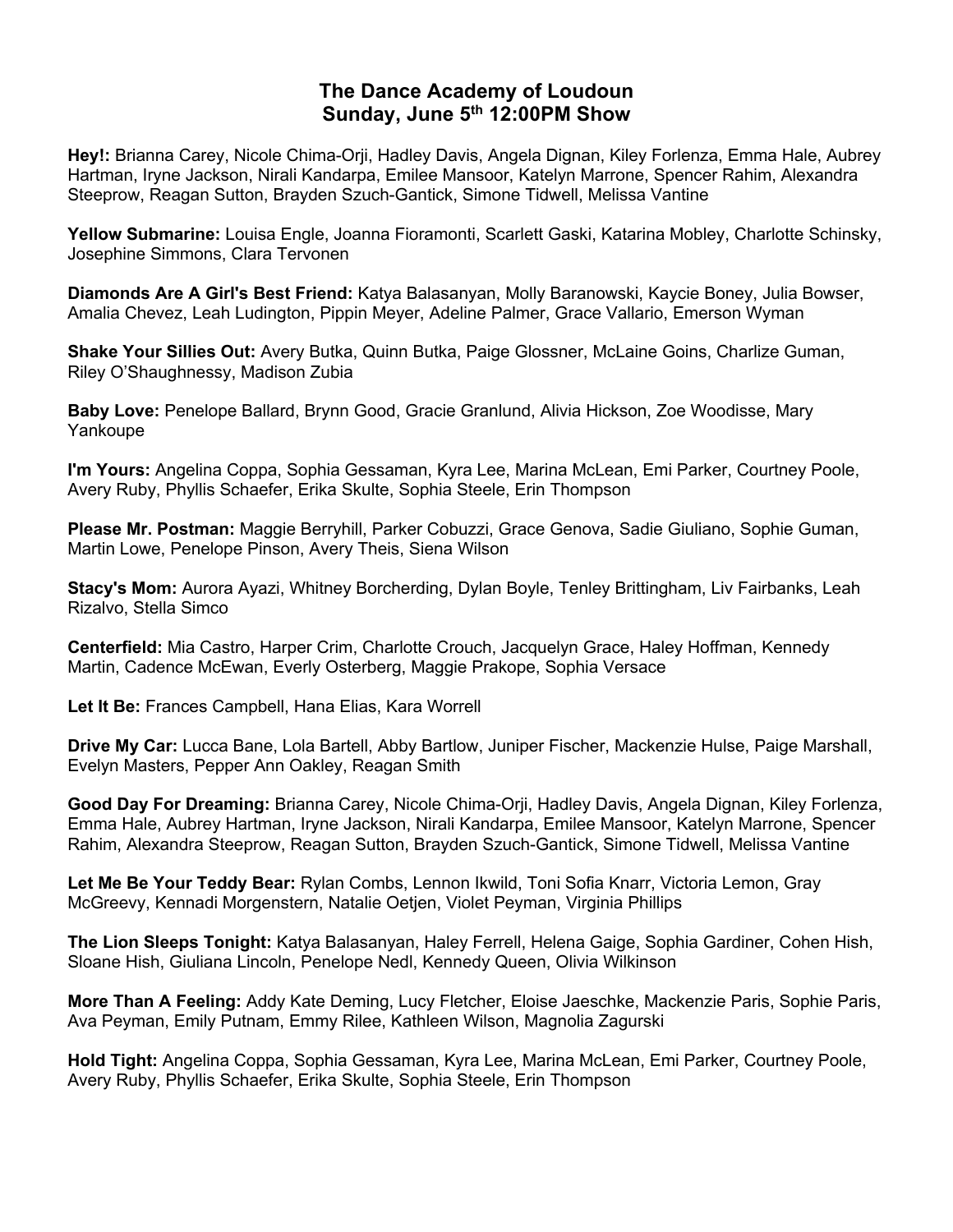# The Dance Academy of Loudoun
## Sunday, June 5th 12:00PM Show

**Hey!:** Brianna Carey, Nicole Chima-Orji, Hadley Davis, Angela Dignan, Kiley Forlenza, Emma Hale, Aubrey Hartman, Iryne Jackson, Nirali Kandarpa, Emilee Mansoor, Katelyn Marrone, Spencer Rahim, Alexandra Steeprow, Reagan Sutton, Brayden Szuch-Gantick, Simone Tidwell, Melissa Vantine

**Yellow Submarine:** Louisa Engle, Joanna Fioramonti, Scarlett Gaski, Katarina Mobley, Charlotte Schinsky, Josephine Simmons, Clara Tervonen

**Diamonds Are A Girl's Best Friend:** Katya Balasanyan, Molly Baranowski, Kaycie Boney, Julia Bowser, Amalia Chevez, Leah Ludington, Pippin Meyer, Adeline Palmer, Grace Vallario, Emerson Wyman

**Shake Your Sillies Out:** Avery Butka, Quinn Butka, Paige Glossner, McLaine Goins, Charlize Guman, Riley O'Shaughnessy, Madison Zubia

**Baby Love:** Penelope Ballard, Brynn Good, Gracie Granlund, Alivia Hickson, Zoe Woodisse, Mary Yankoupe

**I'm Yours:** Angelina Coppa, Sophia Gessaman, Kyra Lee, Marina McLean, Emi Parker, Courtney Poole, Avery Ruby, Phyllis Schaefer, Erika Skulte, Sophia Steele, Erin Thompson

**Please Mr. Postman:** Maggie Berryhill, Parker Cobuzzi, Grace Genova, Sadie Giuliano, Sophie Guman, Martin Lowe, Penelope Pinson, Avery Theis, Siena Wilson

**Stacy's Mom:** Aurora Ayazi, Whitney Borcherding, Dylan Boyle, Tenley Brittingham, Liv Fairbanks, Leah Rizalvo, Stella Simco

**Centerfield:** Mia Castro, Harper Crim, Charlotte Crouch, Jacquelyn Grace, Haley Hoffman, Kennedy Martin, Cadence McEwan, Everly Osterberg, Maggie Prakope, Sophia Versace

**Let It Be:** Frances Campbell, Hana Elias, Kara Worrell

**Drive My Car:** Lucca Bane, Lola Bartell, Abby Bartlow, Juniper Fischer, Mackenzie Hulse, Paige Marshall, Evelyn Masters, Pepper Ann Oakley, Reagan Smith

**Good Day For Dreaming:** Brianna Carey, Nicole Chima-Orji, Hadley Davis, Angela Dignan, Kiley Forlenza, Emma Hale, Aubrey Hartman, Iryne Jackson, Nirali Kandarpa, Emilee Mansoor, Katelyn Marrone, Spencer Rahim, Alexandra Steeprow, Reagan Sutton, Brayden Szuch-Gantick, Simone Tidwell, Melissa Vantine

**Let Me Be Your Teddy Bear:** Rylan Combs, Lennon Ikwild, Toni Sofia Knarr, Victoria Lemon, Gray McGreevy, Kennadi Morgenstern, Natalie Oetjen, Violet Peyman, Virginia Phillips

**The Lion Sleeps Tonight:** Katya Balasanyan, Haley Ferrell, Helena Gaige, Sophia Gardiner, Cohen Hish, Sloane Hish, Giuliana Lincoln, Penelope Nedl, Kennedy Queen, Olivia Wilkinson

**More Than A Feeling:** Addy Kate Deming, Lucy Fletcher, Eloise Jaeschke, Mackenzie Paris, Sophie Paris, Ava Peyman, Emily Putnam, Emmy Rilee, Kathleen Wilson, Magnolia Zagurski

**Hold Tight:** Angelina Coppa, Sophia Gessaman, Kyra Lee, Marina McLean, Emi Parker, Courtney Poole, Avery Ruby, Phyllis Schaefer, Erika Skulte, Sophia Steele, Erin Thompson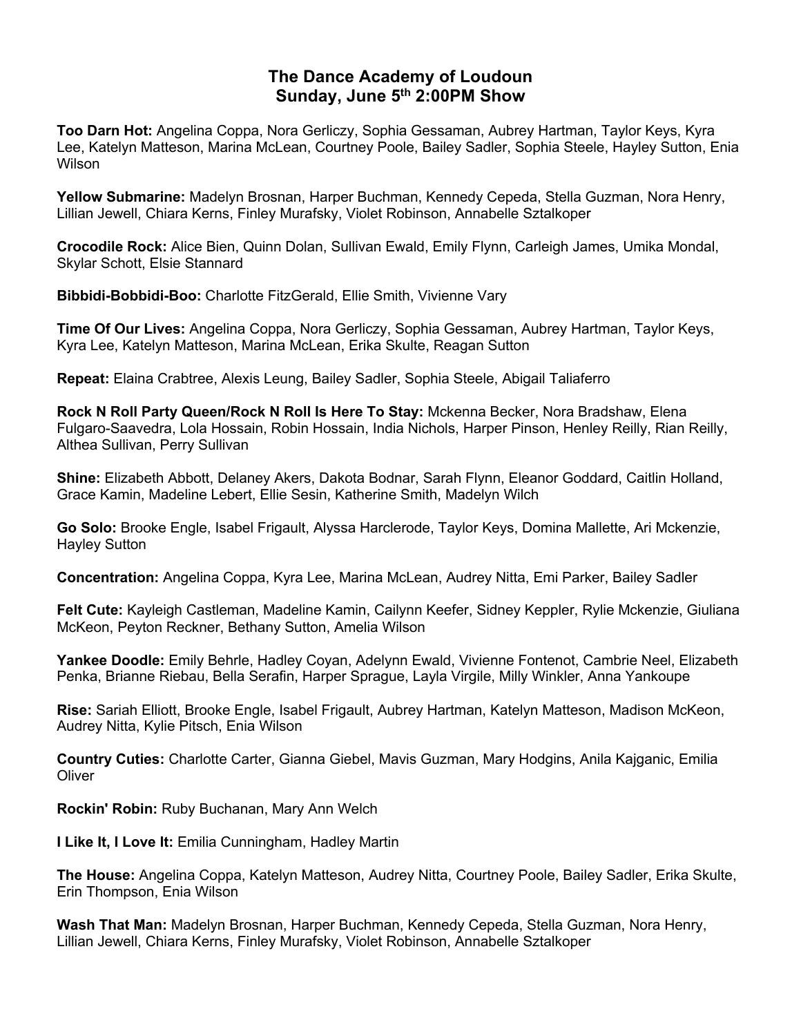# The Dance Academy of Loudoun
## Sunday, June 5th 2:00PM Show

**Too Darn Hot:** Angelina Coppa, Nora Gerliczy, Sophia Gessaman, Aubrey Hartman, Taylor Keys, Kyra Lee, Katelyn Matteson, Marina McLean, Courtney Poole, Bailey Sadler, Sophia Steele, Hayley Sutton, Enia Wilson

**Yellow Submarine:** Madelyn Brosnan, Harper Buchman, Kennedy Cepeda, Stella Guzman, Nora Henry, Lillian Jewell, Chiara Kerns, Finley Murafsky, Violet Robinson, Annabelle Sztalkoper

**Crocodile Rock:** Alice Bien, Quinn Dolan, Sullivan Ewald, Emily Flynn, Carleigh James, Umika Mondal, Skylar Schott, Elsie Stannard

**Bibbidi-Bobbidi-Boo:** Charlotte FitzGerald, Ellie Smith, Vivienne Vary

**Time Of Our Lives:** Angelina Coppa, Nora Gerliczy, Sophia Gessaman, Aubrey Hartman, Taylor Keys, Kyra Lee, Katelyn Matteson, Marina McLean, Erika Skulte, Reagan Sutton

**Repeat:** Elaina Crabtree, Alexis Leung, Bailey Sadler, Sophia Steele, Abigail Taliaferro

**Rock N Roll Party Queen/Rock N Roll Is Here To Stay:** Mckenna Becker, Nora Bradshaw, Elena Fulgaro-Saavedra, Lola Hossain, Robin Hossain, India Nichols, Harper Pinson, Henley Reilly, Rian Reilly, Althea Sullivan, Perry Sullivan

**Shine:** Elizabeth Abbott, Delaney Akers, Dakota Bodnar, Sarah Flynn, Eleanor Goddard, Caitlin Holland, Grace Kamin, Madeline Lebert, Ellie Sesin, Katherine Smith, Madelyn Wilch

**Go Solo:** Brooke Engle, Isabel Frigault, Alyssa Harclerode, Taylor Keys, Domina Mallette, Ari Mckenzie, Hayley Sutton

**Concentration:** Angelina Coppa, Kyra Lee, Marina McLean, Audrey Nitta, Emi Parker, Bailey Sadler

**Felt Cute:** Kayleigh Castleman, Madeline Kamin, Cailynn Keefer, Sidney Keppler, Rylie Mckenzie, Giuliana McKeon, Peyton Reckner, Bethany Sutton, Amelia Wilson

**Yankee Doodle:** Emily Behrle, Hadley Coyan, Adelynn Ewald, Vivienne Fontenot, Cambrie Neel, Elizabeth Penka, Brianne Riebau, Bella Serafin, Harper Sprague, Layla Virgile, Milly Winkler, Anna Yankoupe

**Rise:** Sariah Elliott, Brooke Engle, Isabel Frigault, Aubrey Hartman, Katelyn Matteson, Madison McKeon, Audrey Nitta, Kylie Pitsch, Enia Wilson

**Country Cuties:** Charlotte Carter, Gianna Giebel, Mavis Guzman, Mary Hodgins, Anila Kajganic, Emilia Oliver

**Rockin' Robin:** Ruby Buchanan, Mary Ann Welch

**I Like It, I Love It:** Emilia Cunningham, Hadley Martin

**The House:** Angelina Coppa, Katelyn Matteson, Audrey Nitta, Courtney Poole, Bailey Sadler, Erika Skulte, Erin Thompson, Enia Wilson

**Wash That Man:** Madelyn Brosnan, Harper Buchman, Kennedy Cepeda, Stella Guzman, Nora Henry, Lillian Jewell, Chiara Kerns, Finley Murafsky, Violet Robinson, Annabelle Sztalkoper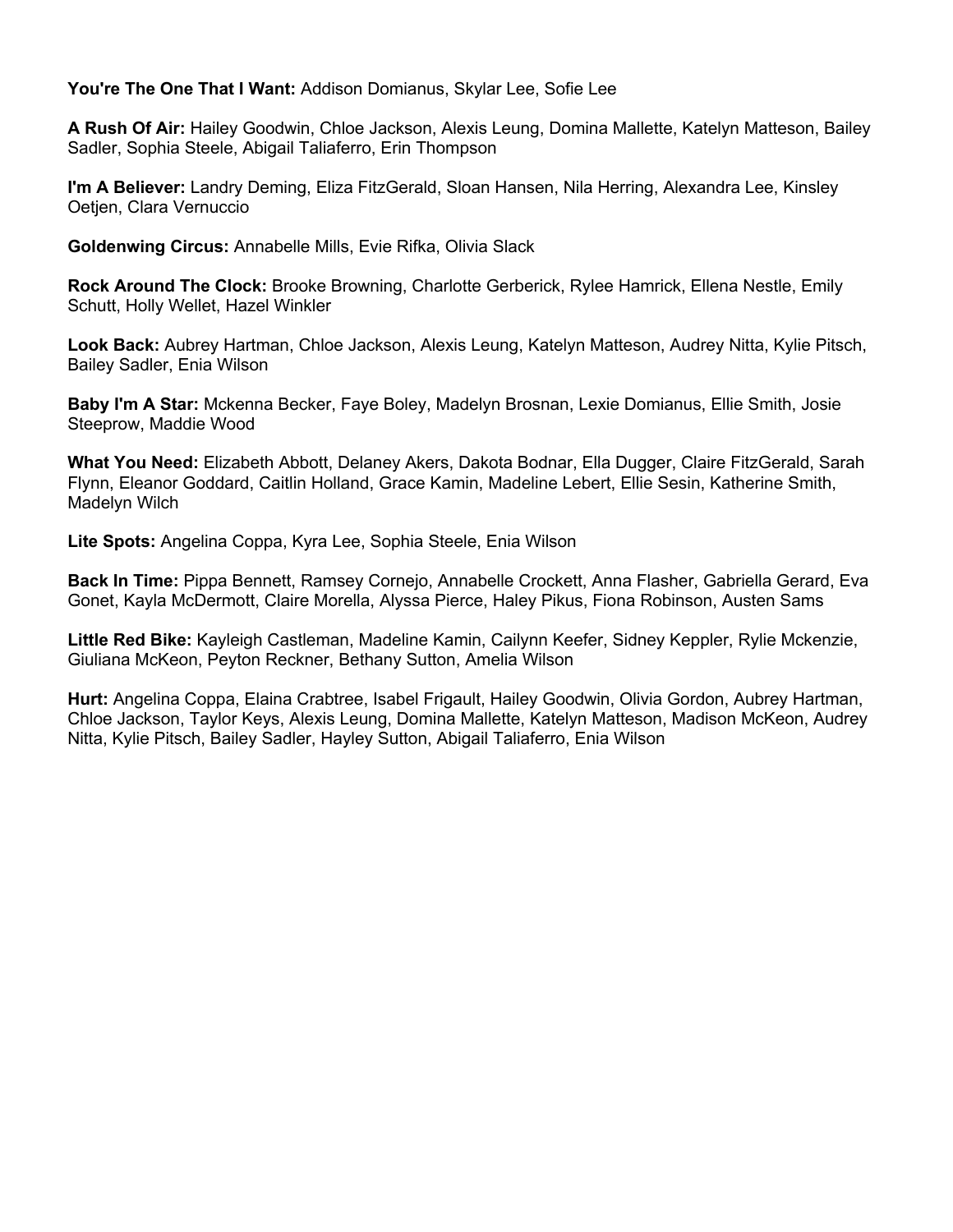**You're The One That I Want:** Addison Domianus, Skylar Lee, Sofie Lee

**A Rush Of Air:** Hailey Goodwin, Chloe Jackson, Alexis Leung, Domina Mallette, Katelyn Matteson, Bailey Sadler, Sophia Steele, Abigail Taliaferro, Erin Thompson

**I'm A Believer:** Landry Deming, Eliza FitzGerald, Sloan Hansen, Nila Herring, Alexandra Lee, Kinsley Oetjen, Clara Vernuccio

**Goldenwing Circus:** Annabelle Mills, Evie Rifka, Olivia Slack

**Rock Around The Clock:** Brooke Browning, Charlotte Gerberick, Rylee Hamrick, Ellena Nestle, Emily Schutt, Holly Wellet, Hazel Winkler

**Look Back:** Aubrey Hartman, Chloe Jackson, Alexis Leung, Katelyn Matteson, Audrey Nitta, Kylie Pitsch, Bailey Sadler, Enia Wilson

**Baby I'm A Star:** Mckenna Becker, Faye Boley, Madelyn Brosnan, Lexie Domianus, Ellie Smith, Josie Steeprow, Maddie Wood

**What You Need:** Elizabeth Abbott, Delaney Akers, Dakota Bodnar, Ella Dugger, Claire FitzGerald, Sarah Flynn, Eleanor Goddard, Caitlin Holland, Grace Kamin, Madeline Lebert, Ellie Sesin, Katherine Smith, Madelyn Wilch

**Lite Spots:** Angelina Coppa, Kyra Lee, Sophia Steele, Enia Wilson

**Back In Time:** Pippa Bennett, Ramsey Cornejo, Annabelle Crockett, Anna Flasher, Gabriella Gerard, Eva Gonet, Kayla McDermott, Claire Morella, Alyssa Pierce, Haley Pikus, Fiona Robinson, Austen Sams

**Little Red Bike:** Kayleigh Castleman, Madeline Kamin, Cailynn Keefer, Sidney Keppler, Rylie Mckenzie, Giuliana McKeon, Peyton Reckner, Bethany Sutton, Amelia Wilson

**Hurt:** Angelina Coppa, Elaina Crabtree, Isabel Frigault, Hailey Goodwin, Olivia Gordon, Aubrey Hartman, Chloe Jackson, Taylor Keys, Alexis Leung, Domina Mallette, Katelyn Matteson, Madison McKeon, Audrey Nitta, Kylie Pitsch, Bailey Sadler, Hayley Sutton, Abigail Taliaferro, Enia Wilson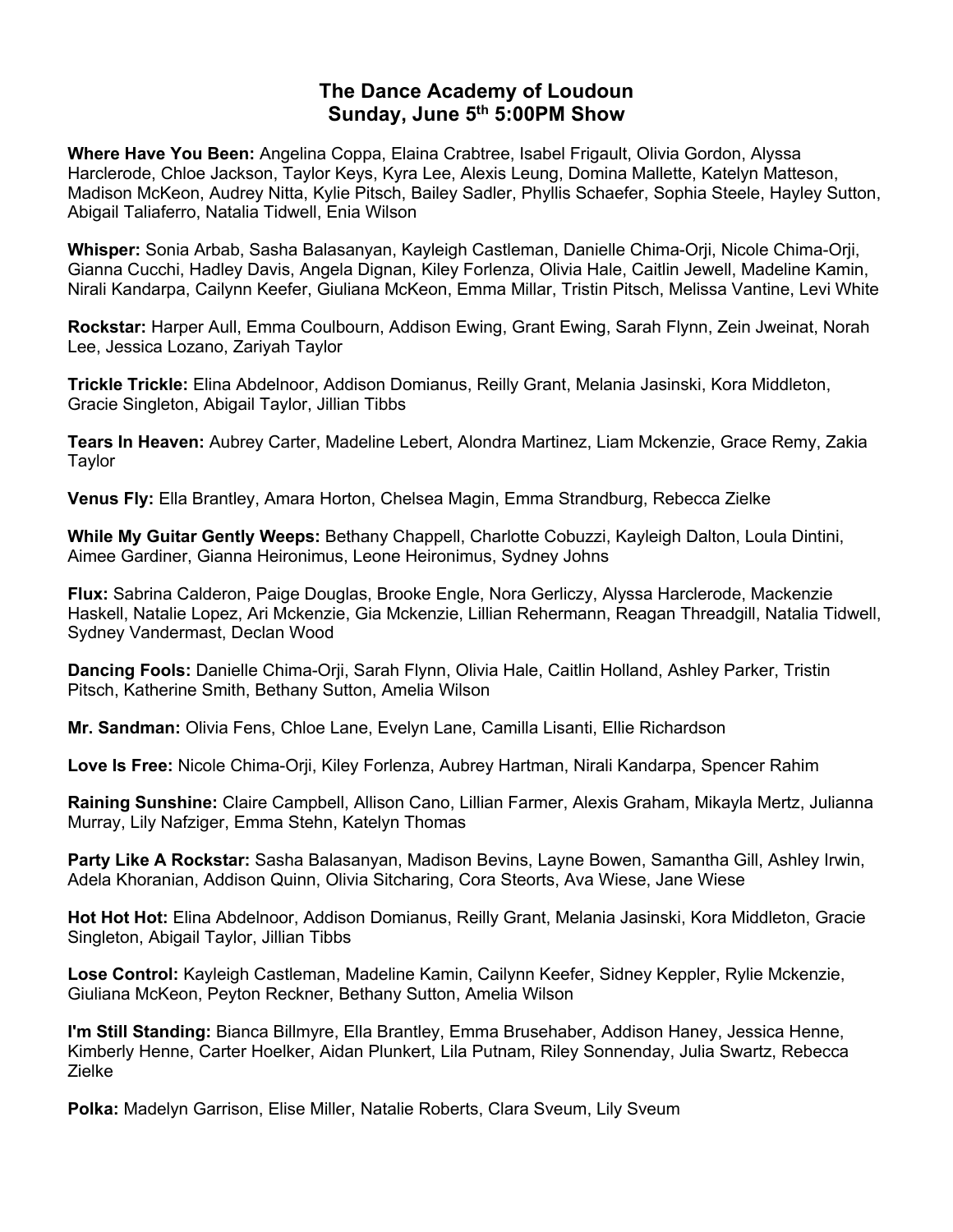# The Dance Academy of Loudoun
## Sunday, June 5th 5:00PM Show

**Where Have You Been:** Angelina Coppa, Elaina Crabtree, Isabel Frigault, Olivia Gordon, Alyssa Harclerode, Chloe Jackson, Taylor Keys, Kyra Lee, Alexis Leung, Domina Mallette, Katelyn Matteson, Madison McKeon, Audrey Nitta, Kylie Pitsch, Bailey Sadler, Phyllis Schaefer, Sophia Steele, Hayley Sutton, Abigail Taliaferro, Natalia Tidwell, Enia Wilson

**Whisper:** Sonia Arbab, Sasha Balasanyan, Kayleigh Castleman, Danielle Chima-Orji, Nicole Chima-Orji, Gianna Cucchi, Hadley Davis, Angela Dignan, Kiley Forlenza, Olivia Hale, Caitlin Jewell, Madeline Kamin, Nirali Kandarpa, Cailynn Keefer, Giuliana McKeon, Emma Millar, Tristin Pitsch, Melissa Vantine, Levi White

**Rockstar:** Harper Aull, Emma Coulbourn, Addison Ewing, Grant Ewing, Sarah Flynn, Zein Jweinat, Norah Lee, Jessica Lozano, Zariyah Taylor

**Trickle Trickle:** Elina Abdelnoor, Addison Domianus, Reilly Grant, Melania Jasinski, Kora Middleton, Gracie Singleton, Abigail Taylor, Jillian Tibbs

**Tears In Heaven:** Aubrey Carter, Madeline Lebert, Alondra Martinez, Liam Mckenzie, Grace Remy, Zakia Taylor

**Venus Fly:** Ella Brantley, Amara Horton, Chelsea Magin, Emma Strandburg, Rebecca Zielke

**While My Guitar Gently Weeps:** Bethany Chappell, Charlotte Cobuzzi, Kayleigh Dalton, Loula Dintini, Aimee Gardiner, Gianna Heironimus, Leone Heironimus, Sydney Johns

**Flux:** Sabrina Calderon, Paige Douglas, Brooke Engle, Nora Gerliczy, Alyssa Harclerode, Mackenzie Haskell, Natalie Lopez, Ari Mckenzie, Gia Mckenzie, Lillian Rehermann, Reagan Threadgill, Natalia Tidwell, Sydney Vandermast, Declan Wood

**Dancing Fools:** Danielle Chima-Orji, Sarah Flynn, Olivia Hale, Caitlin Holland, Ashley Parker, Tristin Pitsch, Katherine Smith, Bethany Sutton, Amelia Wilson

**Mr. Sandman:** Olivia Fens, Chloe Lane, Evelyn Lane, Camilla Lisanti, Ellie Richardson

**Love Is Free:** Nicole Chima-Orji, Kiley Forlenza, Aubrey Hartman, Nirali Kandarpa, Spencer Rahim

**Raining Sunshine:** Claire Campbell, Allison Cano, Lillian Farmer, Alexis Graham, Mikayla Mertz, Julianna Murray, Lily Nafziger, Emma Stehn, Katelyn Thomas

**Party Like A Rockstar:** Sasha Balasanyan, Madison Bevins, Layne Bowen, Samantha Gill, Ashley Irwin, Adela Khoranian, Addison Quinn, Olivia Sitcharing, Cora Steorts, Ava Wiese, Jane Wiese

**Hot Hot Hot:** Elina Abdelnoor, Addison Domianus, Reilly Grant, Melania Jasinski, Kora Middleton, Gracie Singleton, Abigail Taylor, Jillian Tibbs

**Lose Control:** Kayleigh Castleman, Madeline Kamin, Cailynn Keefer, Sidney Keppler, Rylie Mckenzie, Giuliana McKeon, Peyton Reckner, Bethany Sutton, Amelia Wilson

**I'm Still Standing:** Bianca Billmyre, Ella Brantley, Emma Brusehaber, Addison Haney, Jessica Henne, Kimberly Henne, Carter Hoelker, Aidan Plunkert, Lila Putnam, Riley Sonnenday, Julia Swartz, Rebecca Zielke

**Polka:** Madelyn Garrison, Elise Miller, Natalie Roberts, Clara Sveum, Lily Sveum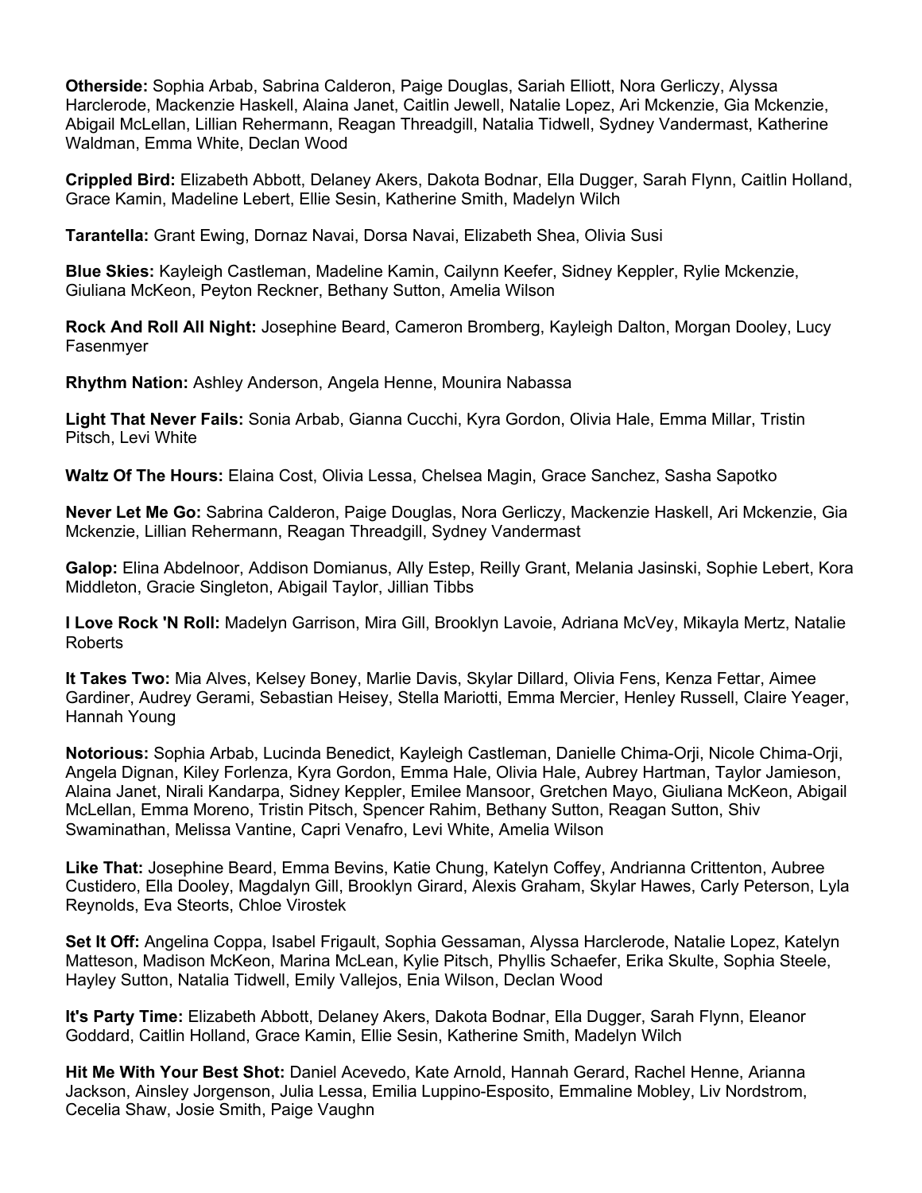**Otherside:** Sophia Arbab, Sabrina Calderon, Paige Douglas, Sariah Elliott, Nora Gerliczy, Alyssa Harclerode, Mackenzie Haskell, Alaina Janet, Caitlin Jewell, Natalie Lopez, Ari Mckenzie, Gia Mckenzie, Abigail McLellan, Lillian Rehermann, Reagan Threadgill, Natalia Tidwell, Sydney Vandermast, Katherine Waldman, Emma White, Declan Wood

**Crippled Bird:** Elizabeth Abbott, Delaney Akers, Dakota Bodnar, Ella Dugger, Sarah Flynn, Caitlin Holland, Grace Kamin, Madeline Lebert, Ellie Sesin, Katherine Smith, Madelyn Wilch

**Tarantella:** Grant Ewing, Dornaz Navai, Dorsa Navai, Elizabeth Shea, Olivia Susi

**Blue Skies:** Kayleigh Castleman, Madeline Kamin, Cailynn Keefer, Sidney Keppler, Rylie Mckenzie, Giuliana McKeon, Peyton Reckner, Bethany Sutton, Amelia Wilson

**Rock And Roll All Night:** Josephine Beard, Cameron Bromberg, Kayleigh Dalton, Morgan Dooley, Lucy Fasenmyer

**Rhythm Nation:** Ashley Anderson, Angela Henne, Mounira Nabassa

**Light That Never Fails:** Sonia Arbab, Gianna Cucchi, Kyra Gordon, Olivia Hale, Emma Millar, Tristin Pitsch, Levi White

**Waltz Of The Hours:** Elaina Cost, Olivia Lessa, Chelsea Magin, Grace Sanchez, Sasha Sapotko

**Never Let Me Go:** Sabrina Calderon, Paige Douglas, Nora Gerliczy, Mackenzie Haskell, Ari Mckenzie, Gia Mckenzie, Lillian Rehermann, Reagan Threadgill, Sydney Vandermast

**Galop:** Elina Abdelnoor, Addison Domianus, Ally Estep, Reilly Grant, Melania Jasinski, Sophie Lebert, Kora Middleton, Gracie Singleton, Abigail Taylor, Jillian Tibbs

**I Love Rock 'N Roll:** Madelyn Garrison, Mira Gill, Brooklyn Lavoie, Adriana McVey, Mikayla Mertz, Natalie Roberts

**It Takes Two:** Mia Alves, Kelsey Boney, Marlie Davis, Skylar Dillard, Olivia Fens, Kenza Fettar, Aimee Gardiner, Audrey Gerami, Sebastian Heisey, Stella Mariotti, Emma Mercier, Henley Russell, Claire Yeager, Hannah Young

**Notorious:** Sophia Arbab, Lucinda Benedict, Kayleigh Castleman, Danielle Chima-Orji, Nicole Chima-Orji, Angela Dignan, Kiley Forlenza, Kyra Gordon, Emma Hale, Olivia Hale, Aubrey Hartman, Taylor Jamieson, Alaina Janet, Nirali Kandarpa, Sidney Keppler, Emilee Mansoor, Gretchen Mayo, Giuliana McKeon, Abigail McLellan, Emma Moreno, Tristin Pitsch, Spencer Rahim, Bethany Sutton, Reagan Sutton, Shiv Swaminathan, Melissa Vantine, Capri Venafro, Levi White, Amelia Wilson

**Like That:** Josephine Beard, Emma Bevins, Katie Chung, Katelyn Coffey, Andrianna Crittenton, Aubree Custidero, Ella Dooley, Magdalyn Gill, Brooklyn Girard, Alexis Graham, Skylar Hawes, Carly Peterson, Lyla Reynolds, Eva Steorts, Chloe Virostek

**Set It Off:** Angelina Coppa, Isabel Frigault, Sophia Gessaman, Alyssa Harclerode, Natalie Lopez, Katelyn Matteson, Madison McKeon, Marina McLean, Kylie Pitsch, Phyllis Schaefer, Erika Skulte, Sophia Steele, Hayley Sutton, Natalia Tidwell, Emily Vallejos, Enia Wilson, Declan Wood

**It's Party Time:** Elizabeth Abbott, Delaney Akers, Dakota Bodnar, Ella Dugger, Sarah Flynn, Eleanor Goddard, Caitlin Holland, Grace Kamin, Ellie Sesin, Katherine Smith, Madelyn Wilch

**Hit Me With Your Best Shot:** Daniel Acevedo, Kate Arnold, Hannah Gerard, Rachel Henne, Arianna Jackson, Ainsley Jorgenson, Julia Lessa, Emilia Luppino-Esposito, Emmaline Mobley, Liv Nordstrom, Cecelia Shaw, Josie Smith, Paige Vaughn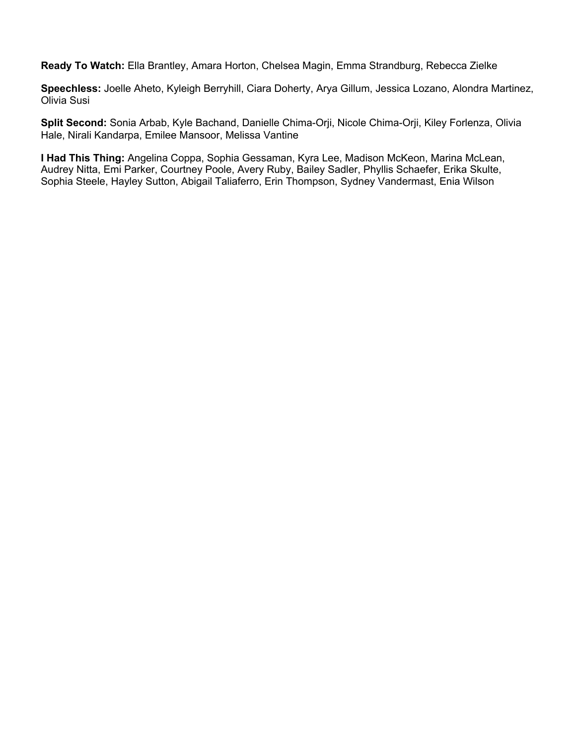**Ready To Watch:** Ella Brantley, Amara Horton, Chelsea Magin, Emma Strandburg, Rebecca Zielke

**Speechless:** Joelle Aheto, Kyleigh Berryhill, Ciara Doherty, Arya Gillum, Jessica Lozano, Alondra Martinez, Olivia Susi

**Split Second:** Sonia Arbab, Kyle Bachand, Danielle Chima-Orji, Nicole Chima-Orji, Kiley Forlenza, Olivia Hale, Nirali Kandarpa, Emilee Mansoor, Melissa Vantine

**I Had This Thing:** Angelina Coppa, Sophia Gessaman, Kyra Lee, Madison McKeon, Marina McLean, Audrey Nitta, Emi Parker, Courtney Poole, Avery Ruby, Bailey Sadler, Phyllis Schaefer, Erika Skulte, Sophia Steele, Hayley Sutton, Abigail Taliaferro, Erin Thompson, Sydney Vandermast, Enia Wilson